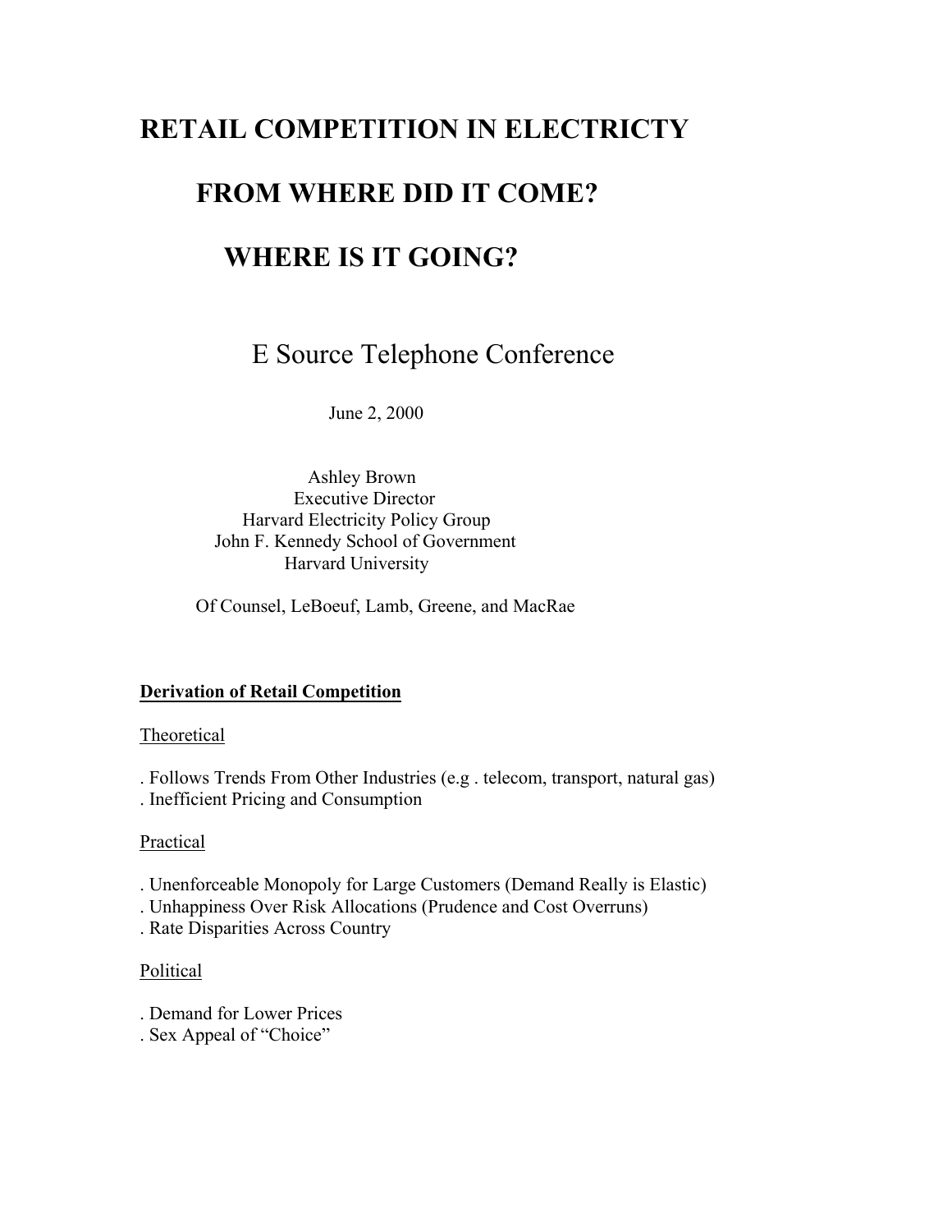# RETAIL COMPETITION IN ELECTRICTY

# FROM WHERE DID IT COME?

# WHERE IS IT GOING?

E Source Telephone Conference

June 2, 2000

Ashley Brown
Executive Director
Harvard Electricity Policy Group
John F. Kennedy School of Government
Harvard University

Of Counsel, LeBoeuf, Lamb, Greene, and MacRae

## <u>Derivation of Retail Competition</u>

### <u>Theoretical</u>

. Follows Trends From Other Industries (e.g . telecom, transport, natural gas)
. Inefficient Pricing and Consumption

### <u>Practical</u>

. Unenforceable Monopoly for Large Customers (Demand Really is Elastic)
. Unhappiness Over Risk Allocations (Prudence and Cost Overruns)
. Rate Disparities Across Country

### <u>Political</u>

. Demand for Lower Prices
. Sex Appeal of "Choice"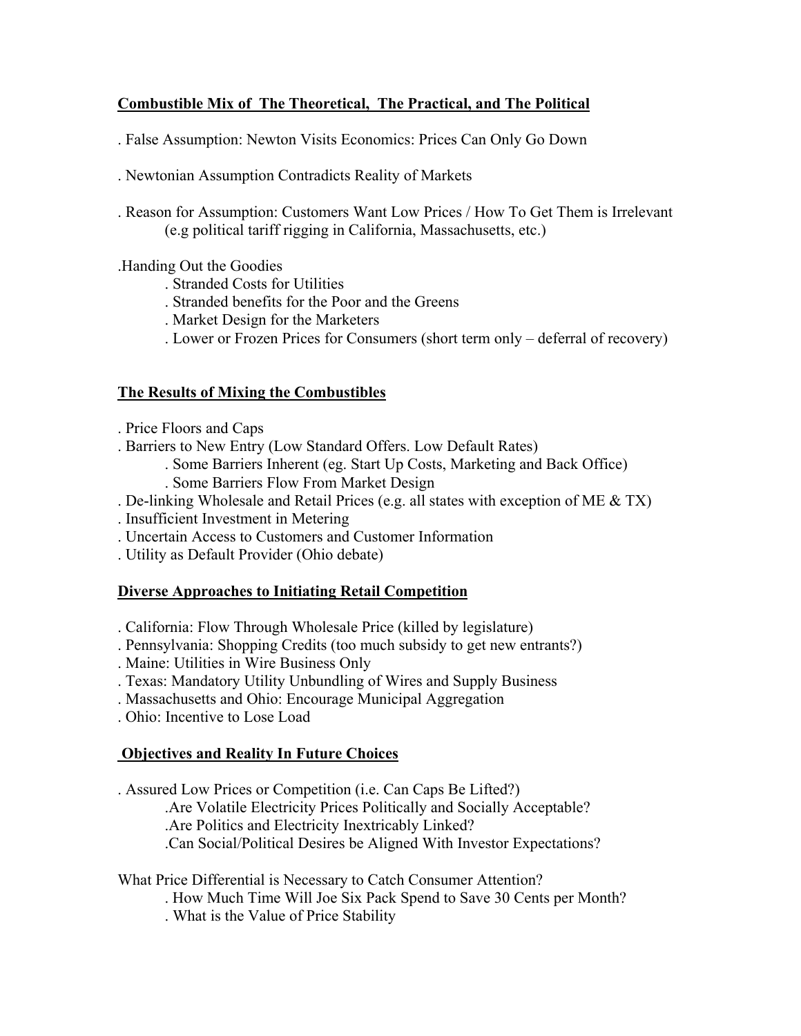## Combustible Mix of The Theoretical, The Practical, and The Political

- False Assumption: Newton Visits Economics: Prices Can Only Go Down
- Newtonian Assumption Contradicts Reality of Markets
- Reason for Assumption: Customers Want Low Prices / How To Get Them is Irrelevant (e.g political tariff rigging in California, Massachusetts, etc.)
- Handing Out the Goodies
  - Stranded Costs for Utilities
  - Stranded benefits for the Poor and the Greens
  - Market Design for the Marketers
  - Lower or Frozen Prices for Consumers (short term only – deferral of recovery)

## The Results of Mixing the Combustibles

- Price Floors and Caps
- Barriers to New Entry (Low Standard Offers. Low Default Rates)
  - Some Barriers Inherent (eg. Start Up Costs, Marketing and Back Office)
  - Some Barriers Flow From Market Design
- De-linking Wholesale and Retail Prices (e.g. all states with exception of ME & TX)
- Insufficient Investment in Metering
- Uncertain Access to Customers and Customer Information
- Utility as Default Provider (Ohio debate)

## Diverse Approaches to Initiating Retail Competition

- California: Flow Through Wholesale Price (killed by legislature)
- Pennsylvania: Shopping Credits (too much subsidy to get new entrants?)
- Maine: Utilities in Wire Business Only
- Texas: Mandatory Utility Unbundling of Wires and Supply Business
- Massachusetts and Ohio: Encourage Municipal Aggregation
- Ohio: Incentive to Lose Load

## Objectives and Reality In Future Choices

- Assured Low Prices or Competition (i.e. Can Caps Be Lifted?)
  - Are Volatile Electricity Prices Politically and Socially Acceptable?
  - Are Politics and Electricity Inextricably Linked?
  - Can Social/Political Desires be Aligned With Investor Expectations?

What Price Differential is Necessary to Catch Consumer Attention?

- How Much Time Will Joe Six Pack Spend to Save 30 Cents per Month?
- What is the Value of Price Stability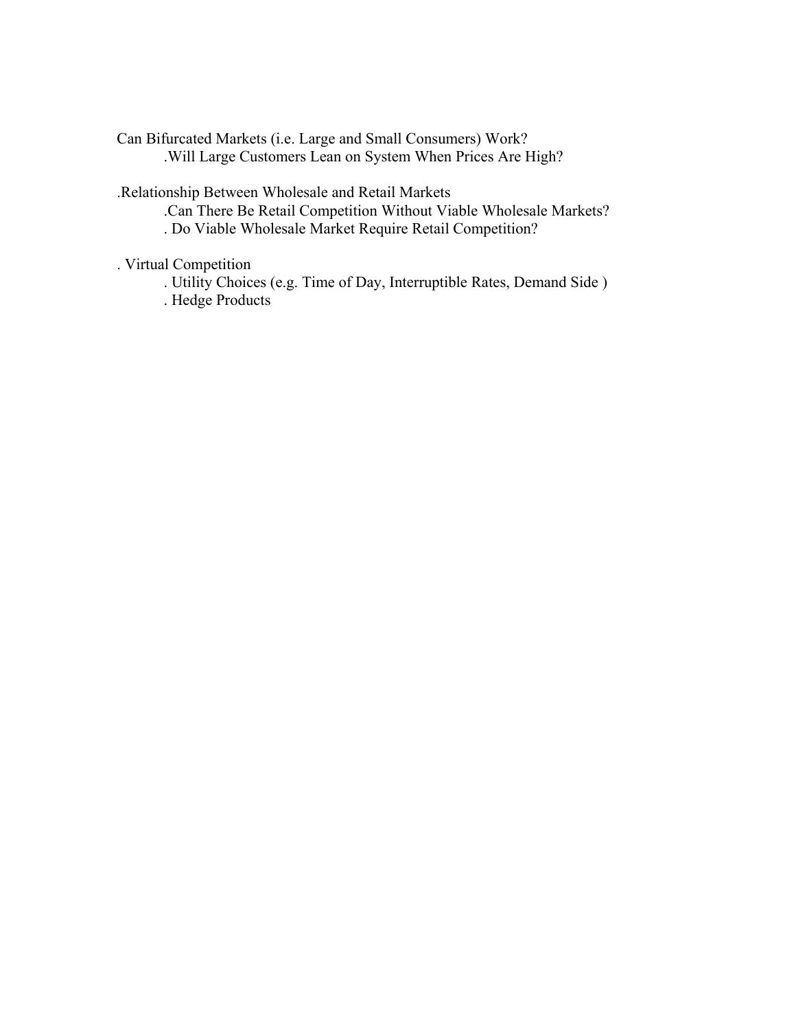Can Bifurcated Markets (i.e. Large and Small Consumers) Work?

- .Will Large Customers Lean on System When Prices Are High?

.Relationship Between Wholesale and Retail Markets

- .Can There Be Retail Competition Without Viable Wholesale Markets?
- . Do Viable Wholesale Market Require Retail Competition?

. Virtual Competition

- . Utility Choices (e.g. Time of Day, Interruptible Rates, Demand Side )
- . Hedge Products